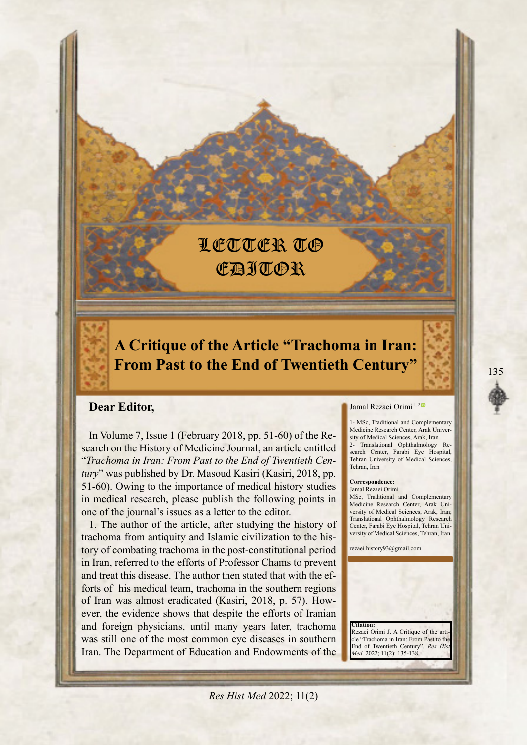LETTER TO EDITOR

# A Critique of the Article "Trachoma in Iran: From Past to the End of Twentieth Century"

Jamal Rezaei Orimi[1, 2]

1- MSc, Traditional and Complementary Medicine Research Center, Arak University of Medical Sciences, Arak, Iran
2- Translational Ophthalmology Research Center, Farabi Eye Hospital, Tehran University of Medical Sciences, Tehran, Iran

**Correspondence:**
Jamal Rezaei Orimi
MSc, Traditional and Complementary Medicine Research Center, Arak University of Medical Sciences, Arak, Iran; Translational Ophthalmology Research Center, Farabi Eye Hospital, Tehran University of Medical Sciences, Tehran, Iran.

rezaei.history93@gmail.com

**Citation:**
Rezaei Orimi J. A Critique of the article "Trachoma in Iran: From Past to the End of Twentieth Century". *Res Hist Med*. 2022; 11(2): 135-138.

## Dear Editor,

In Volume 7, Issue 1 (February 2018, pp. 51-60) of the Research on the History of Medicine Journal, an article entitled "*Trachoma in Iran: From Past to the End of Twentieth Century*" was published by Dr. Masoud Kasiri (Kasiri, 2018, pp. 51-60). Owing to the importance of medical history studies in medical research, please publish the following points in one of the journal's issues as a letter to the editor.

1. The author of the article, after studying the history of trachoma from antiquity and Islamic civilization to the history of combating trachoma in the post-constitutional period in Iran, referred to the efforts of Professor Chams to prevent and treat this disease. The author then stated that with the efforts of his medical team, trachoma in the southern regions of Iran was almost eradicated (Kasiri, 2018, p. 57). However, the evidence shows that despite the efforts of Iranian and foreign physicians, until many years later, trachoma was still one of the most common eye diseases in southern Iran. The Department of Education and Endowments of the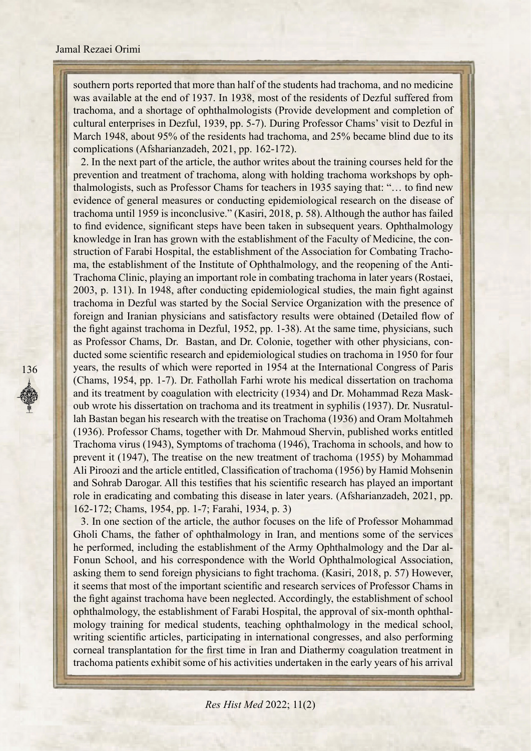southern ports reported that more than half of the students had trachoma, and no medicine was available at the end of 1937. In 1938, most of the residents of Dezful suffered from trachoma, and a shortage of ophthalmologists (Provide development and completion of cultural enterprises in Dezful, 1939, pp. 5-7). During Professor Chams' visit to Dezful in March 1948, about 95% of the residents had trachoma, and 25% became blind due to its complications (Afsharianzadeh, 2021, pp. 162-172).

2. In the next part of the article, the author writes about the training courses held for the prevention and treatment of trachoma, along with holding trachoma workshops by ophthalmologists, such as Professor Chams for teachers in 1935 saying that: "… to find new evidence of general measures or conducting epidemiological research on the disease of trachoma until 1959 is inconclusive." (Kasiri, 2018, p. 58). Although the author has failed to find evidence, significant steps have been taken in subsequent years. Ophthalmology knowledge in Iran has grown with the establishment of the Faculty of Medicine, the construction of Farabi Hospital, the establishment of the Association for Combating Trachoma, the establishment of the Institute of Ophthalmology, and the reopening of the Anti-Trachoma Clinic, playing an important role in combating trachoma in later years (Rostaei, 2003, p. 131). In 1948, after conducting epidemiological studies, the main fight against trachoma in Dezful was started by the Social Service Organization with the presence of foreign and Iranian physicians and satisfactory results were obtained (Detailed flow of the fight against trachoma in Dezful, 1952, pp. 1-38). At the same time, physicians, such as Professor Chams, Dr. Bastan, and Dr. Colonie, together with other physicians, conducted some scientific research and epidemiological studies on trachoma in 1950 for four years, the results of which were reported in 1954 at the International Congress of Paris (Chams, 1954, pp. 1-7). Dr. Fathollah Farhi wrote his medical dissertation on trachoma and its treatment by coagulation with electricity (1934) and Dr. Mohammad Reza Maskoub wrote his dissertation on trachoma and its treatment in syphilis (1937). Dr. Nusratullah Bastan began his research with the treatise on Trachoma (1936) and Oram Moltahmeh (1936). Professor Chams, together with Dr. Mahmoud Shervin, published works entitled Trachoma virus (1943), Symptoms of trachoma (1946), Trachoma in schools, and how to prevent it (1947), The treatise on the new treatment of trachoma (1955) by Mohammad Ali Piroozi and the article entitled, Classification of trachoma (1956) by Hamid Mohsenin and Sohrab Darogar. All this testifies that his scientific research has played an important role in eradicating and combating this disease in later years. (Afsharianzadeh, 2021, pp. 162-172; Chams, 1954, pp. 1-7; Farahi, 1934, p. 3)

3. In one section of the article, the author focuses on the life of Professor Mohammad Gholi Chams, the father of ophthalmology in Iran, and mentions some of the services he performed, including the establishment of the Army Ophthalmology and the Dar al-Fonun School, and his correspondence with the World Ophthalmological Association, asking them to send foreign physicians to fight trachoma. (Kasiri, 2018, p. 57) However, it seems that most of the important scientific and research services of Professor Chams in the fight against trachoma have been neglected. Accordingly, the establishment of school ophthalmology, the establishment of Farabi Hospital, the approval of six-month ophthalmology training for medical students, teaching ophthalmology in the medical school, writing scientific articles, participating in international congresses, and also performing corneal transplantation for the first time in Iran and Diathermy coagulation treatment in trachoma patients exhibit some of his activities undertaken in the early years of his arrival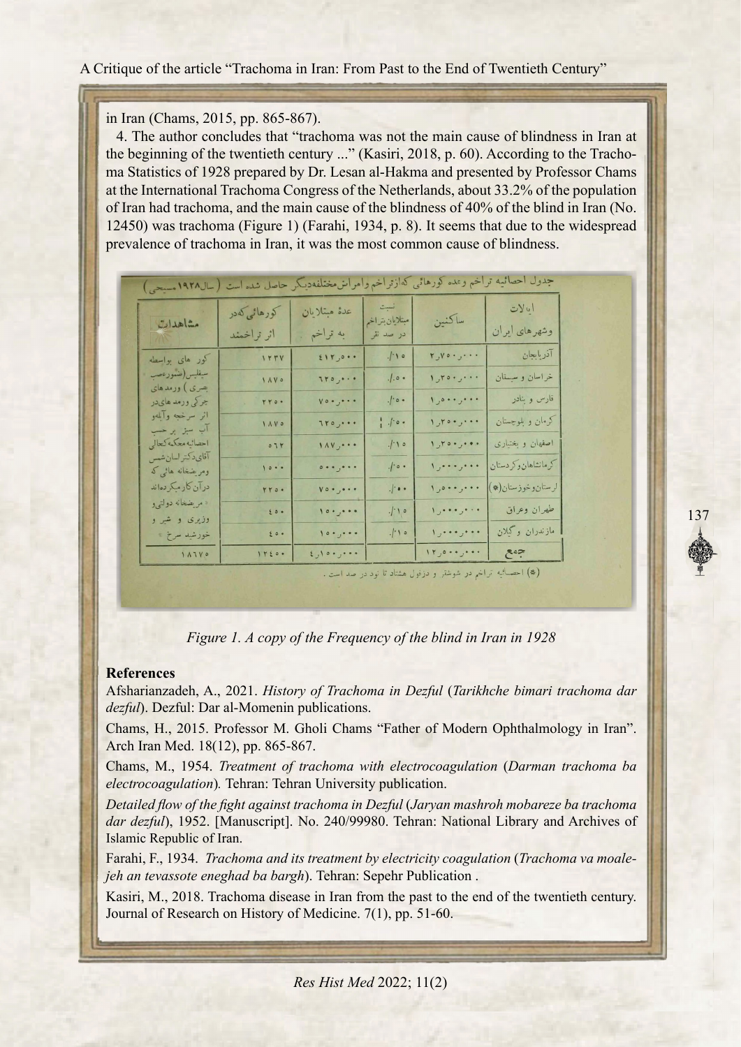in Iran (Chams, 2015, pp. 865-867).

4. The author concludes that "trachoma was not the main cause of blindness in Iran at the beginning of the twentieth century ..." (Kasiri, 2018, p. 60). According to the Trachoma Statistics of 1928 prepared by Dr. Lesan al-Hakma and presented by Professor Chams at the International Trachoma Congress of the Netherlands, about 33.2% of the population of Iran had trachoma, and the main cause of the blindness of 40% of the blind in Iran (No. 12450) was trachoma (Figure 1) (Farahi, 1934, p. 8). It seems that due to the widespread prevalence of trachoma in Iran, it was the most common cause of blindness.

جدول احصائیه تراخم وعده کورهائی که ازتراخم وامراض مختلفه دیگر حاصل شده است (سال ۱۹۲۸ مسیحی)

| ایالات وشهرهای ایران | ساکنین | نسبت مبتلایان بتراخم در صد نفر | عدهٔ مبتلایان به تراخم | کورهائی که در اثر تراخمند | مشاهدات |
| --- | --- | --- | --- | --- | --- |
| آذربایجان | ۲,۷۵۰,۰۰۰ | ٪۱۵ | ۴۱۲,۵۰۰ | ۱۲۳۷ | کور های بواسطه سیفلیس (شوروعصب بصری) ورمدهای چرکی ورمدهای در اثر سرخچه وآبله وآب سبز بر حسب احصائیه مکحله کحالی آقای دکتر لسان شمس ومریضخانه هائی که درآن کارمیکرده اند «مریضخانه دولتی و وزیری و شیر و خورشید سرخ» |
| خراسان و سیستان | ۱,۲۵۰,۰۰۰ | ٪۵۰ | ۶۲۵,۰۰۰ | ۱۸۷۵ | |
| فارس و بنادر | ۱,۵۰۰,۰۰۰ | ٪۵۰ | ۷۵۰,۰۰۰ | ۲۲۵۰ | |
| کرمان و بلوچستان | ۱,۲۵۰,۰۰۰ | ٪۵۰ | ۶۲۵,۰۰۰ | ۱۸۷۵ | |
| اصفهان و بختیاری | ۱,۲۵۰,۰۰۰ | ٪۱۵ | ۱۸۷,۰۰۰ | ۵۶۲ | |
| کرمانشاهان وکردستان | ۱,۰۰۰,۰۰۰ | ٪۵۰ | ۵۰۰,۰۰۰ | ۱۵۰۰ | |
| لرستان وخوزستان(*) | ۱,۵۰۰,۰۰۰ | ٪۵۰ | ۷۵۰,۰۰۰ | ۲۲۵۰ | |
| طهران وعراق | ۱,۰۰۰,۰۰۰ | ٪۱۵ | ۱۵۰,۰۰۰ | ۴۵۰ | |
| مازندران وگیلان | ۱,۰۰۰,۰۰۰ | ٪۱۵ | ۱۵۰,۰۰۰ | ۴۵۰ | |
| جمع | ۱۲,۵۰۰,۰۰۰ | | ۴,۱۵۰,۰۰۰ | ۱۲۴۵۰ | ۱۸۶۷۵ |

(*) احصائیه تراخم در شوشتر و دزفول هشتاد تا نود در صد است.

*Figure 1. A copy of the Frequency of the blind in Iran in 1928*

### References

Afsharianzadeh, A., 2021. *History of Trachoma in Dezful* (*Tarikhche bimari trachoma dar dezful*). Dezful: Dar al-Momenin publications.

Chams, H., 2015. Professor M. Gholi Chams "Father of Modern Ophthalmology in Iran". Arch Iran Med. 18(12), pp. 865-867.

Chams, M., 1954. *Treatment of trachoma with electrocoagulation* (*Darman trachoma ba electrocoagulation*). Tehran: Tehran University publication.

*Detailed flow of the fight against trachoma in Dezful* (*Jaryan mashroh mobareze ba trachoma dar dezful*), 1952. [Manuscript]. No. 240/99980. Tehran: National Library and Archives of Islamic Republic of Iran.

Farahi, F., 1934. *Trachoma and its treatment by electricity coagulation* (*Trachoma va moalejeh an tevassote eneghad ba bargh*). Tehran: Sepehr Publication .

Kasiri, M., 2018. Trachoma disease in Iran from the past to the end of the twentieth century. Journal of Research on History of Medicine. 7(1), pp. 51-60.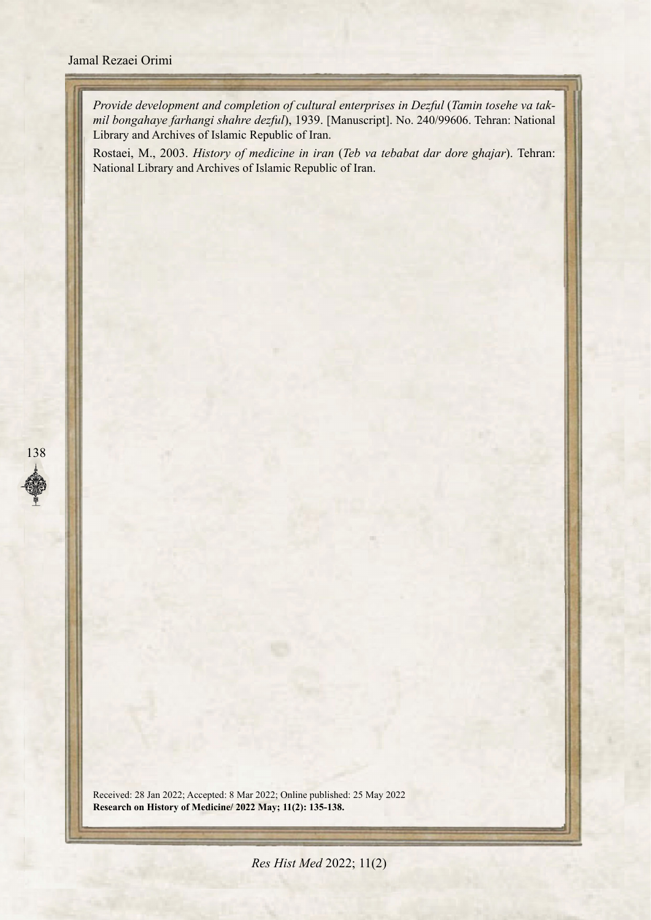*Provide development and completion of cultural enterprises in Dezful* (*Tamin tosehe va takmil bongahaye farhangi shahre dezful*), 1939. [Manuscript]. No. 240/99606. Tehran: National Library and Archives of Islamic Republic of Iran.

Rostaei, M., 2003. *History of medicine in iran* (*Teb va tebabat dar dore ghajar*). Tehran: National Library and Archives of Islamic Republic of Iran.

Received: 28 Jan 2022; Accepted: 8 Mar 2022; Online published: 25 May 2022
**Research on History of Medicine/ 2022 May; 11(2): 135-138.**